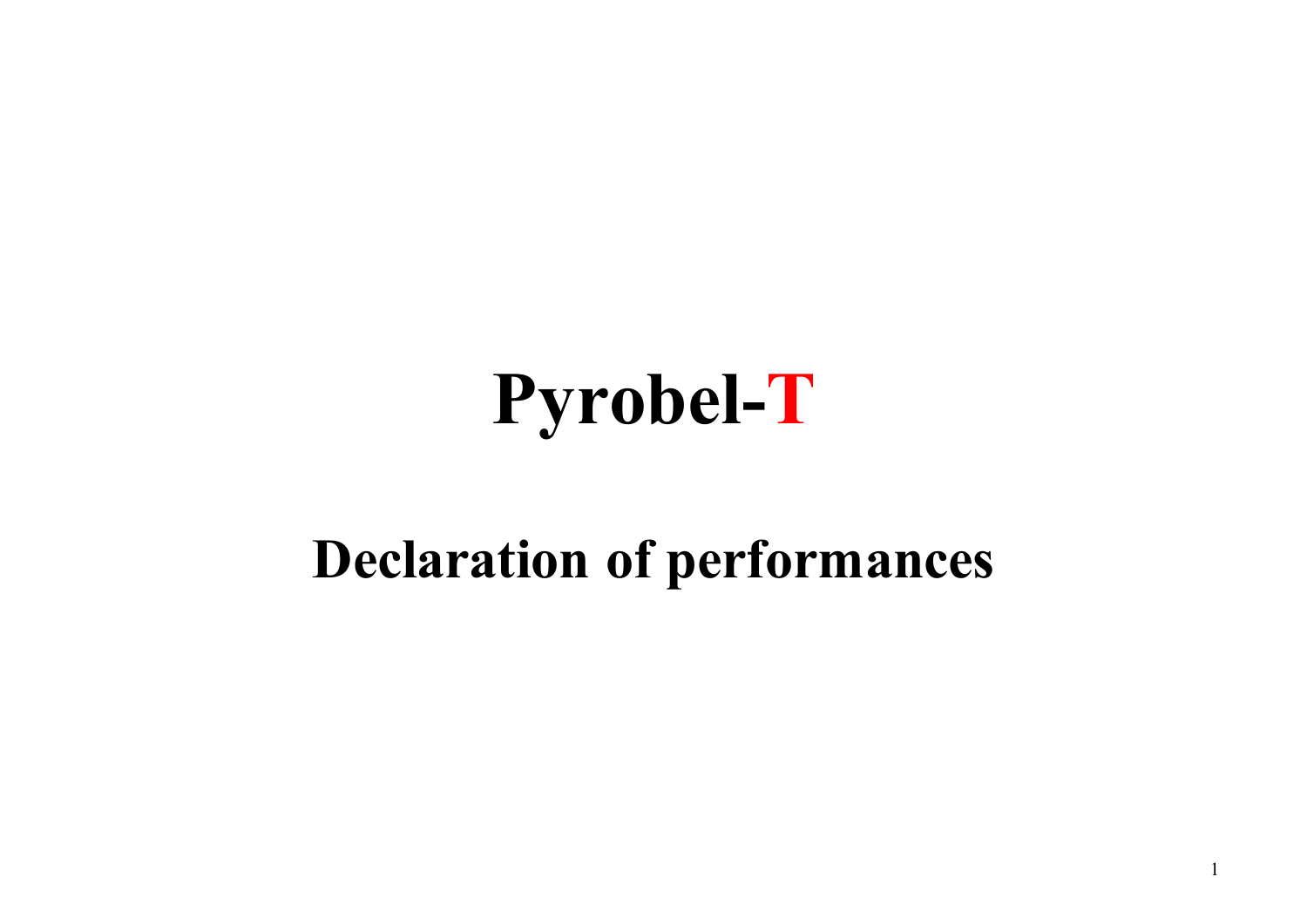# Pyrobel-T

## Declaration of performances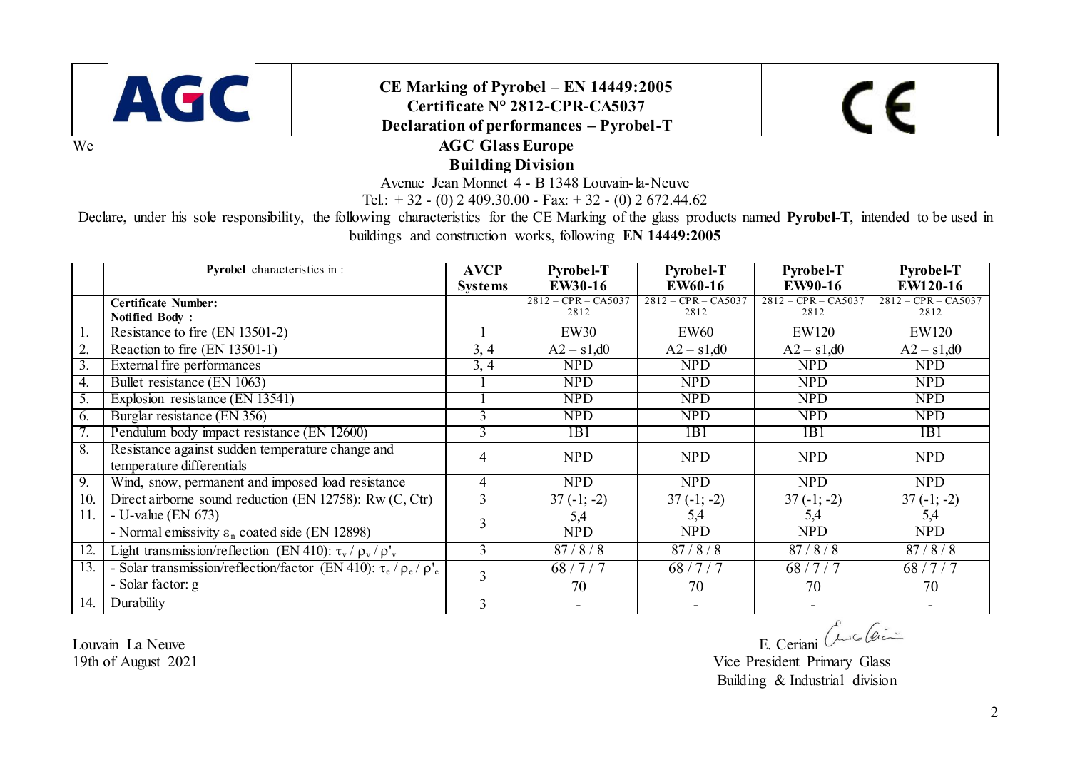**AGC**

# CE Marking of Pyrobel – EN 14449:2005
## Certificate N° 2812-CPR-CA5037
## Declaration of performances – Pyrobel-T

**CE**

We **AGC Glass Europe**
**Building Division**

Avenue Jean Monnet 4 - B 1348 Louvain-la-Neuve
Tel.: + 32 - (0) 2 409.30.00 - Fax: + 32 - (0) 2 672.44.62

Declare, under his sole responsibility, the following characteristics for the CE Marking of the glass products named **Pyrobel-T**, intended to be used in buildings and construction works, following **EN 14449:2005**

| | **Pyrobel** characteristics in : | **AVCP Systems** | **Pyrobel-T EW30-16** | **Pyrobel-T EW60-16** | **Pyrobel-T EW90-16** | **Pyrobel-T EW120-16** |
|---|---|---|---|---|---|---|
| | **Certificate Number:** **Notified Body :** | | 2812 – CPR – CA5037 2812 | 2812 – CPR – CA5037 2812 | 2812 – CPR – CA5037 2812 | 2812 – CPR – CA5037 2812 |
| 1. | Resistance to fire (EN 13501-2) | 1 | EW30 | EW60 | EW120 | EW120 |
| 2. | Reaction to fire (EN 13501-1) | 3, 4 | A2 – s1,d0 | A2 – s1,d0 | A2 – s1,d0 | A2 – s1,d0 |
| 3. | External fire performances | 3, 4 | NPD | NPD | NPD | NPD |
| 4. | Bullet resistance (EN 1063) | 1 | NPD | NPD | NPD | NPD |
| 5. | Explosion resistance (EN 13541) | 1 | NPD | NPD | NPD | NPD |
| 6. | Burglar resistance (EN 356) | 3 | NPD | NPD | NPD | NPD |
| 7. | Pendulum body impact resistance (EN 12600) | 3 | 1B1 | 1B1 | 1B1 | 1B1 |
| 8. | Resistance against sudden temperature change and temperature differentials | 4 | NPD | NPD | NPD | NPD |
| 9. | Wind, snow, permanent and imposed load resistance | 4 | NPD | NPD | NPD | NPD |
| 10. | Direct airborne sound reduction (EN 12758): Rw (C, Ctr) | 3 | 37 (-1; -2) | 37 (-1; -2) | 37 (-1; -2) | 37 (-1; -2) |
| 11. | - U-value (EN 673) - Normal emissivity $\varepsilon_n$ coated side (EN 12898) | 3 | 5,4 NPD | 5,4 NPD | 5,4 NPD | 5,4 NPD |
| 12. | Light transmission/reflection (EN 410): $\tau_v$ / $\rho_v$ / $\rho'_v$ | 3 | 87 / 8 / 8 | 87 / 8 / 8 | 87 / 8 / 8 | 87 / 8 / 8 |
| 13. | - Solar transmission/reflection/factor (EN 410): $\tau_e$ / $\rho_e$ / $\rho'_e$ - Solar factor: g | 3 | 68 / 7 / 7 70 | 68 / 7 / 7 70 | 68 / 7 / 7 70 | 68 / 7 / 7 70 |
| 14. | Durability | 3 | - | - | - | - |

Louvain La Neuve
19th of August 2021

E. Ceriani
Vice President Primary Glass
Building & Industrial division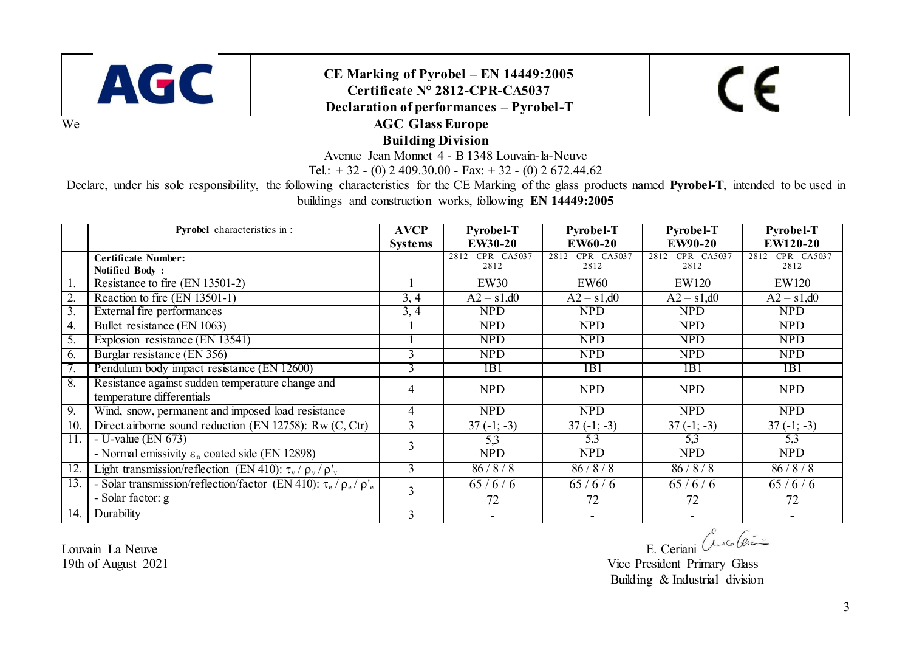AGC

**CE Marking of Pyrobel – EN 14449:2005**
**Certificate N° 2812-CPR-CA5037**
**Declaration of performances – Pyrobel-T**

CE

We **AGC Glass Europe**
**Building Division**

Avenue Jean Monnet 4 - B 1348 Louvain-la-Neuve

Tel.: + 32 - (0) 2 409.30.00 - Fax: + 32 - (0) 2 672.44.62

Declare, under his sole responsibility, the following characteristics for the CE Marking of the glass products named **Pyrobel-T**, intended to be used in buildings and construction works, following **EN 14449:2005**

| | **Pyrobel** characteristics in : | **AVCP Systems** | **Pyrobel-T EW30-20** | **Pyrobel-T EW60-20** | **Pyrobel-T EW90-20** | **Pyrobel-T EW120-20** |
|---|---|---|---|---|---|---|
| | **Certificate Number:** **Notified Body :** | | 2812 – CPR – CA5037 2812 | 2812 – CPR – CA5037 2812 | 2812 – CPR – CA5037 2812 | 2812 – CPR – CA5037 2812 |
| 1. | Resistance to fire (EN 13501-2) | 1 | EW30 | EW60 | EW120 | EW120 |
| 2. | Reaction to fire (EN 13501-1) | 3, 4 | A2 – s1,d0 | A2 – s1,d0 | A2 – s1,d0 | A2 – s1,d0 |
| 3. | External fire performances | 3, 4 | NPD | NPD | NPD | NPD |
| 4. | Bullet resistance (EN 1063) | 1 | NPD | NPD | NPD | NPD |
| 5. | Explosion resistance (EN 13541) | 1 | NPD | NPD | NPD | NPD |
| 6. | Burglar resistance (EN 356) | 3 | NPD | NPD | NPD | NPD |
| 7. | Pendulum body impact resistance (EN 12600) | 3 | 1B1 | 1B1 | 1B1 | 1B1 |
| 8. | Resistance against sudden temperature change and temperature differentials | 4 | NPD | NPD | NPD | NPD |
| 9. | Wind, snow, permanent and imposed load resistance | 4 | NPD | NPD | NPD | NPD |
| 10. | Direct airborne sound reduction (EN 12758): Rw (C, Ctr) | 3 | 37 (-1; -3) | 37 (-1; -3) | 37 (-1; -3) | 37 (-1; -3) |
| 11. | - U-value (EN 673) - Normal emissivity $\varepsilon_n$ coated side (EN 12898) | 3 | 5,3 NPD | 5,3 NPD | 5,3 NPD | 5,3 NPD |
| 12. | Light transmission/reflection (EN 410): $\tau_v$ / $\rho_v$ / $\rho'_v$ | 3 | 86 / 8 / 8 | 86 / 8 / 8 | 86 / 8 / 8 | 86 / 8 / 8 |
| 13. | - Solar transmission/reflection/factor (EN 410): $\tau_e$ / $\rho_e$ / $\rho'_e$ - Solar factor: g | 3 | 65 / 6 / 6 72 | 65 / 6 / 6 72 | 65 / 6 / 6 72 | 65 / 6 / 6 72 |
| 14. | Durability | 3 | - | - | - | - |

Louvain La Neuve
19th of August 2021

E. Ceriani
Vice President Primary Glass
Building & Industrial division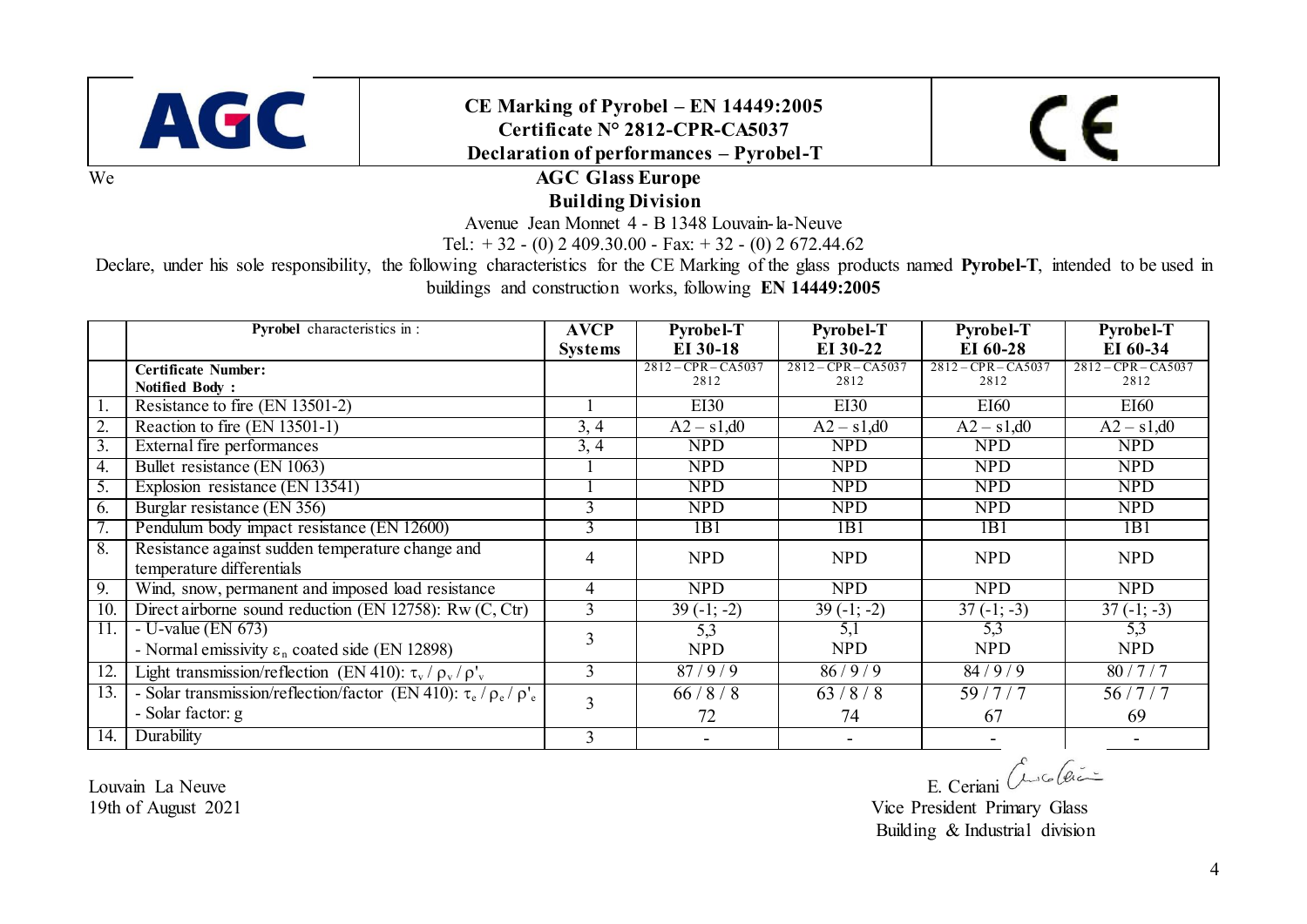**AGC**

**CE Marking of Pyrobel – EN 14449:2005**
**Certificate N° 2812-CPR-CA5037**
**Declaration of performances – Pyrobel-T**

CE

We

**AGC Glass Europe**
**Building Division**

Avenue Jean Monnet 4 - B 1348 Louvain-la-Neuve
Tel.: + 32 - (0) 2 409.30.00 - Fax: + 32 - (0) 2 672.44.62

Declare, under his sole responsibility, the following characteristics for the CE Marking of the glass products named **Pyrobel-T**, intended to be used in buildings and construction works, following **EN 14449:2005**

| | **Pyrobel** characteristics in : | **AVCP Systems** | **Pyrobel-T EI 30-18** | **Pyrobel-T EI 30-22** | **Pyrobel-T EI 60-28** | **Pyrobel-T EI 60-34** |
|---|---|---|---|---|---|---|
| | **Certificate Number:** **Notified Body :** | | 2812 – CPR – CA5037 2812 | 2812 – CPR – CA5037 2812 | 2812 – CPR – CA5037 2812 | 2812 – CPR – CA5037 2812 |
| 1. | Resistance to fire (EN 13501-2) | 1 | EI30 | EI30 | EI60 | EI60 |
| 2. | Reaction to fire (EN 13501-1) | 3, 4 | A2 – s1,d0 | A2 – s1,d0 | A2 – s1,d0 | A2 – s1,d0 |
| 3. | External fire performances | 3, 4 | NPD | NPD | NPD | NPD |
| 4. | Bullet resistance (EN 1063) | 1 | NPD | NPD | NPD | NPD |
| 5. | Explosion resistance (EN 13541) | 1 | NPD | NPD | NPD | NPD |
| 6. | Burglar resistance (EN 356) | 3 | NPD | NPD | NPD | NPD |
| 7. | Pendulum body impact resistance (EN 12600) | 3 | 1B1 | 1B1 | 1B1 | 1B1 |
| 8. | Resistance against sudden temperature change and temperature differentials | 4 | NPD | NPD | NPD | NPD |
| 9. | Wind, snow, permanent and imposed load resistance | 4 | NPD | NPD | NPD | NPD |
| 10. | Direct airborne sound reduction (EN 12758): Rw (C, Ctr) | 3 | 39 (-1; -2) | 39 (-1; -2) | 37 (-1; -3) | 37 (-1; -3) |
| 11. | - U-value (EN 673) - Normal emissivity $\varepsilon_n$ coated side (EN 12898) | 3 | 5,3 NPD | 5,1 NPD | 5,3 NPD | 5,3 NPD |
| 12. | Light transmission/reflection (EN 410): $\tau_v$ / $\rho_v$ / $\rho'_v$ | 3 | 87 / 9 / 9 | 86 / 9 / 9 | 84 / 9 / 9 | 80 / 7 / 7 |
| 13. | - Solar transmission/reflection/factor (EN 410): $\tau_e$ / $\rho_e$ / $\rho'_e$ - Solar factor: g | 3 | 66 / 8 / 8 72 | 63 / 8 / 8 74 | 59 / 7 / 7 67 | 56 / 7 / 7 69 |
| 14. | Durability | 3 | - | - | - | - |

Louvain La Neuve
19th of August 2021

E. Ceriani
Vice President Primary Glass
Building & Industrial division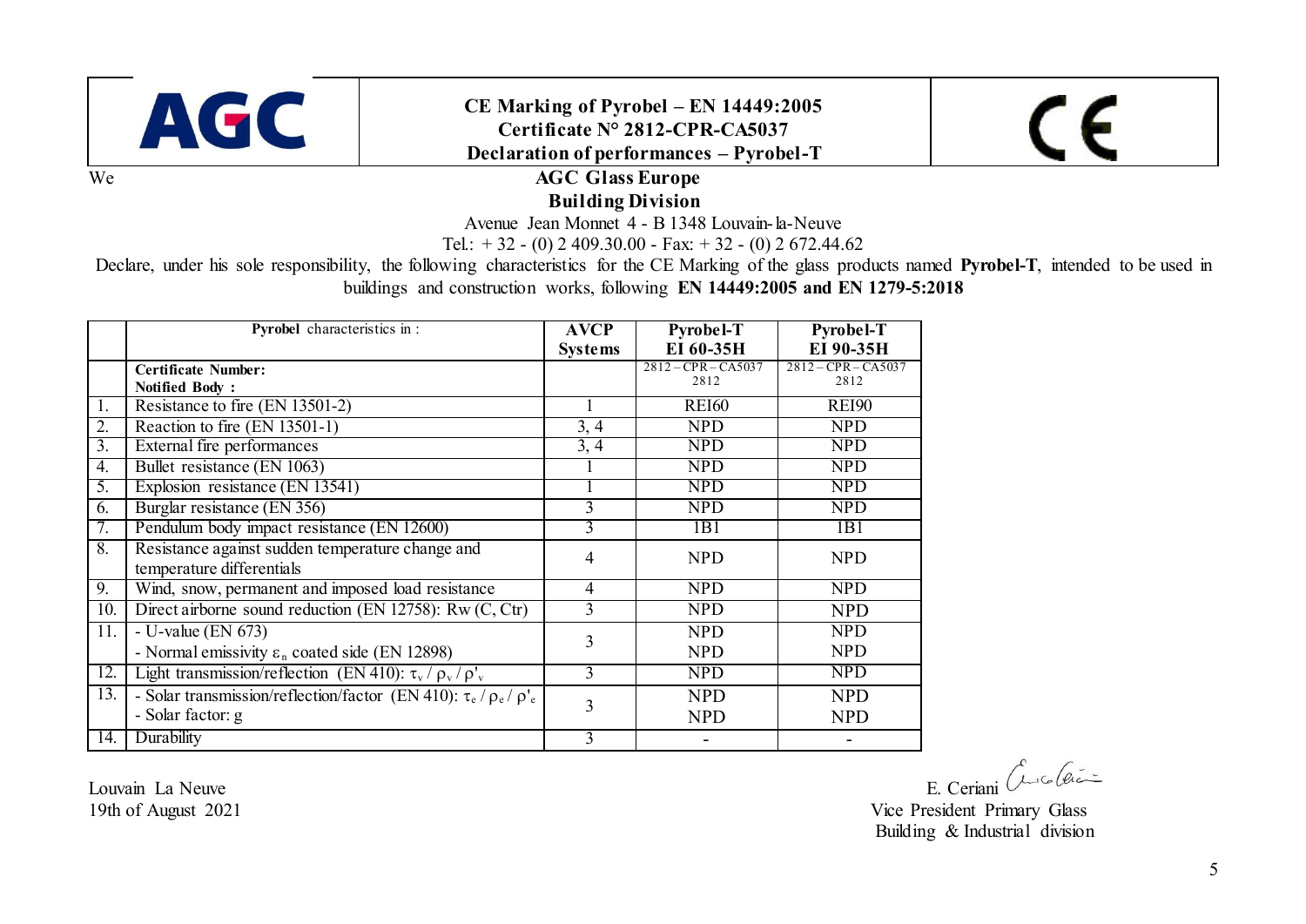AGC

**CE Marking of Pyrobel – EN 14449:2005**
**Certificate N° 2812-CPR-CA5037**
**Declaration of performances – Pyrobel-T**

CE

We

**AGC Glass Europe**
**Building Division**

Avenue Jean Monnet 4 - B 1348 Louvain-la-Neuve
Tel.: + 32 - (0) 2 409.30.00 - Fax: + 32 - (0) 2 672.44.62

Declare, under his sole responsibility, the following characteristics for the CE Marking of the glass products named **Pyrobel-T**, intended to be used in buildings and construction works, following **EN 14449:2005 and EN 1279-5:2018**

| | **Pyrobel** characteristics in : | **AVCP Systems** | **Pyrobel-T EI 60-35H** | **Pyrobel-T EI 90-35H** |
|---|---|---|---|---|
| | **Certificate Number:** **Notified Body :** | | 2812 – CPR – CA5037 2812 | 2812 – CPR – CA5037 2812 |
| 1. | Resistance to fire (EN 13501-2) | 1 | REI60 | REI90 |
| 2. | Reaction to fire (EN 13501-1) | 3, 4 | NPD | NPD |
| 3. | External fire performances | 3, 4 | NPD | NPD |
| 4. | Bullet resistance (EN 1063) | 1 | NPD | NPD |
| 5. | Explosion resistance (EN 13541) | 1 | NPD | NPD |
| 6. | Burglar resistance (EN 356) | 3 | NPD | NPD |
| 7. | Pendulum body impact resistance (EN 12600) | 3 | 1B1 | 1B1 |
| 8. | Resistance against sudden temperature change and temperature differentials | 4 | NPD | NPD |
| 9. | Wind, snow, permanent and imposed load resistance | 4 | NPD | NPD |
| 10. | Direct airborne sound reduction (EN 12758): Rw (C, Ctr) | 3 | NPD | NPD |
| 11. | - U-value (EN 673) - Normal emissivity $\varepsilon_n$ coated side (EN 12898) | 3 | NPD NPD | NPD NPD |
| 12. | Light transmission/reflection (EN 410): $\tau_v$ / $\rho_v$ / $\rho'_v$ | 3 | NPD | NPD |
| 13. | - Solar transmission/reflection/factor (EN 410): $\tau_e$ / $\rho_e$ / $\rho'_e$ - Solar factor: g | 3 | NPD NPD | NPD NPD |
| 14. | Durability | 3 | - | - |

Louvain La Neuve
19th of August 2021

E. Ceriani
Vice President Primary Glass
Building & Industrial division